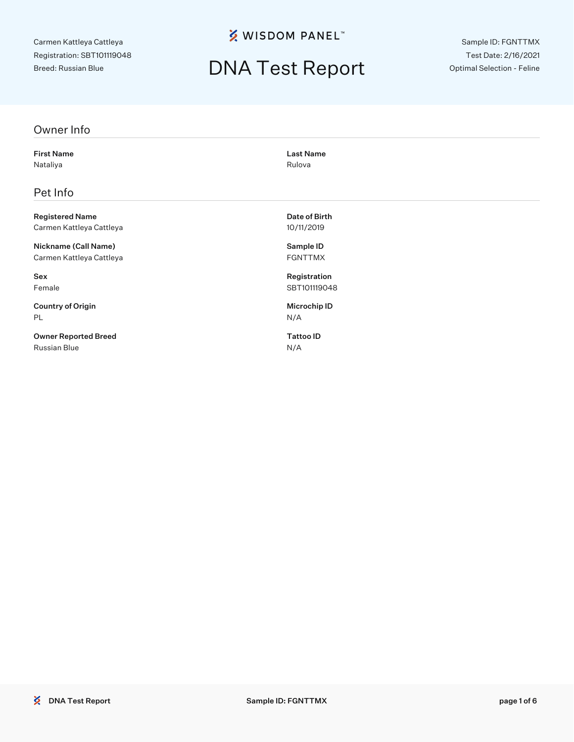Carmen Kattleya Cattleya
Registration: SBT101119048
Breed: Russian Blue

WISDOM PANEL™

# DNA Test Report

Sample ID: FGNTTMX
Test Date: 2/16/2021
Optimal Selection - Feline

## Owner Info

**First Name**
Nataliya

**Last Name**
Rulova

## Pet Info

**Registered Name**
Carmen Kattleya Cattleya

**Date of Birth**
10/11/2019

**Nickname (Call Name)**
Carmen Kattleya Cattleya

**Sample ID**
FGNTTMX

**Sex**
Female

**Registration**
SBT101119048

**Country of Origin**
PL

**Microchip ID**
N/A

**Owner Reported Breed**
Russian Blue

**Tattoo ID**
N/A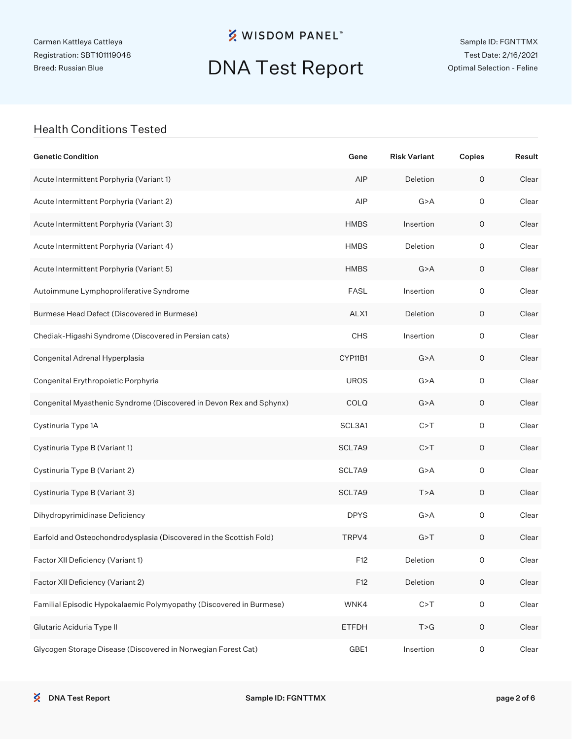Carmen Kattleya Cattleya
Registration: SBT101119048
Breed: Russian Blue

WISDOM PANEL™

# DNA Test Report

Sample ID: FGNTTMX
Test Date: 2/16/2021
Optimal Selection - Feline

## Health Conditions Tested

| Genetic Condition | Gene | Risk Variant | Copies | Result |
|---|---|---|---|---|
| Acute Intermittent Porphyria (Variant 1) | AIP | Deletion | 0 | Clear |
| Acute Intermittent Porphyria (Variant 2) | AIP | G>A | 0 | Clear |
| Acute Intermittent Porphyria (Variant 3) | HMBS | Insertion | 0 | Clear |
| Acute Intermittent Porphyria (Variant 4) | HMBS | Deletion | 0 | Clear |
| Acute Intermittent Porphyria (Variant 5) | HMBS | G>A | 0 | Clear |
| Autoimmune Lymphoproliferative Syndrome | FASL | Insertion | 0 | Clear |
| Burmese Head Defect (Discovered in Burmese) | ALX1 | Deletion | 0 | Clear |
| Chediak-Higashi Syndrome (Discovered in Persian cats) | CHS | Insertion | 0 | Clear |
| Congenital Adrenal Hyperplasia | CYP11B1 | G>A | 0 | Clear |
| Congenital Erythropoietic Porphyria | UROS | G>A | 0 | Clear |
| Congenital Myasthenic Syndrome (Discovered in Devon Rex and Sphynx) | COLQ | G>A | 0 | Clear |
| Cystinuria Type 1A | SCL3A1 | C>T | 0 | Clear |
| Cystinuria Type B (Variant 1) | SCL7A9 | C>T | 0 | Clear |
| Cystinuria Type B (Variant 2) | SCL7A9 | G>A | 0 | Clear |
| Cystinuria Type B (Variant 3) | SCL7A9 | T>A | 0 | Clear |
| Dihydropyrimidinase Deficiency | DPYS | G>A | 0 | Clear |
| Earfold and Osteochondrodysplasia (Discovered in the Scottish Fold) | TRPV4 | G>T | 0 | Clear |
| Factor XII Deficiency (Variant 1) | F12 | Deletion | 0 | Clear |
| Factor XII Deficiency (Variant 2) | F12 | Deletion | 0 | Clear |
| Familial Episodic Hypokalaemic Polymyopathy (Discovered in Burmese) | WNK4 | C>T | 0 | Clear |
| Glutaric Aciduria Type II | ETFDH | T>G | 0 | Clear |
| Glycogen Storage Disease (Discovered in Norwegian Forest Cat) | GBE1 | Insertion | 0 | Clear |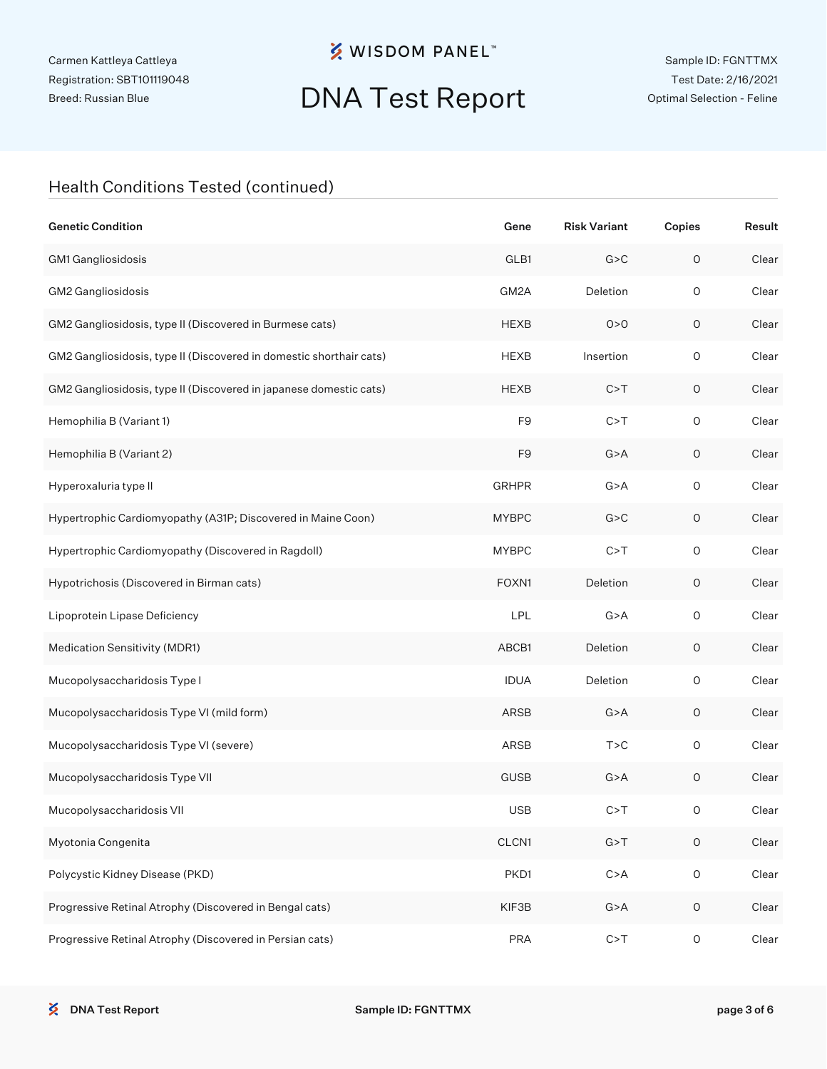Carmen Kattleya Cattleya
Registration: SBT101119048
Breed: Russian Blue

# DNA Test Report

Sample ID: FGNTTMX
Test Date: 2/16/2021
Optimal Selection - Feline

## Health Conditions Tested (continued)

| Genetic Condition | Gene | Risk Variant | Copies | Result |
|---|---|---|---|---|
| GM1 Gangliosidosis | GLB1 | G>C | 0 | Clear |
| GM2 Gangliosidosis | GM2A | Deletion | 0 | Clear |
| GM2 Gangliosidosis, type II (Discovered in Burmese cats) | HEXB | 0>0 | 0 | Clear |
| GM2 Gangliosidosis, type II (Discovered in domestic shorthair cats) | HEXB | Insertion | 0 | Clear |
| GM2 Gangliosidosis, type II (Discovered in japanese domestic cats) | HEXB | C>T | 0 | Clear |
| Hemophilia B (Variant 1) | F9 | C>T | 0 | Clear |
| Hemophilia B (Variant 2) | F9 | G>A | 0 | Clear |
| Hyperoxaluria type II | GRHPR | G>A | 0 | Clear |
| Hypertrophic Cardiomyopathy (A31P; Discovered in Maine Coon) | MYBPC | G>C | 0 | Clear |
| Hypertrophic Cardiomyopathy (Discovered in Ragdoll) | MYBPC | C>T | 0 | Clear |
| Hypotrichosis (Discovered in Birman cats) | FOXN1 | Deletion | 0 | Clear |
| Lipoprotein Lipase Deficiency | LPL | G>A | 0 | Clear |
| Medication Sensitivity (MDR1) | ABCB1 | Deletion | 0 | Clear |
| Mucopolysaccharidosis Type I | IDUA | Deletion | 0 | Clear |
| Mucopolysaccharidosis Type VI (mild form) | ARSB | G>A | 0 | Clear |
| Mucopolysaccharidosis Type VI (severe) | ARSB | T>C | 0 | Clear |
| Mucopolysaccharidosis Type VII | GUSB | G>A | 0 | Clear |
| Mucopolysaccharidosis VII | USB | C>T | 0 | Clear |
| Myotonia Congenita | CLCN1 | G>T | 0 | Clear |
| Polycystic Kidney Disease (PKD) | PKD1 | C>A | 0 | Clear |
| Progressive Retinal Atrophy (Discovered in Bengal cats) | KIF3B | G>A | 0 | Clear |
| Progressive Retinal Atrophy (Discovered in Persian cats) | PRA | C>T | 0 | Clear |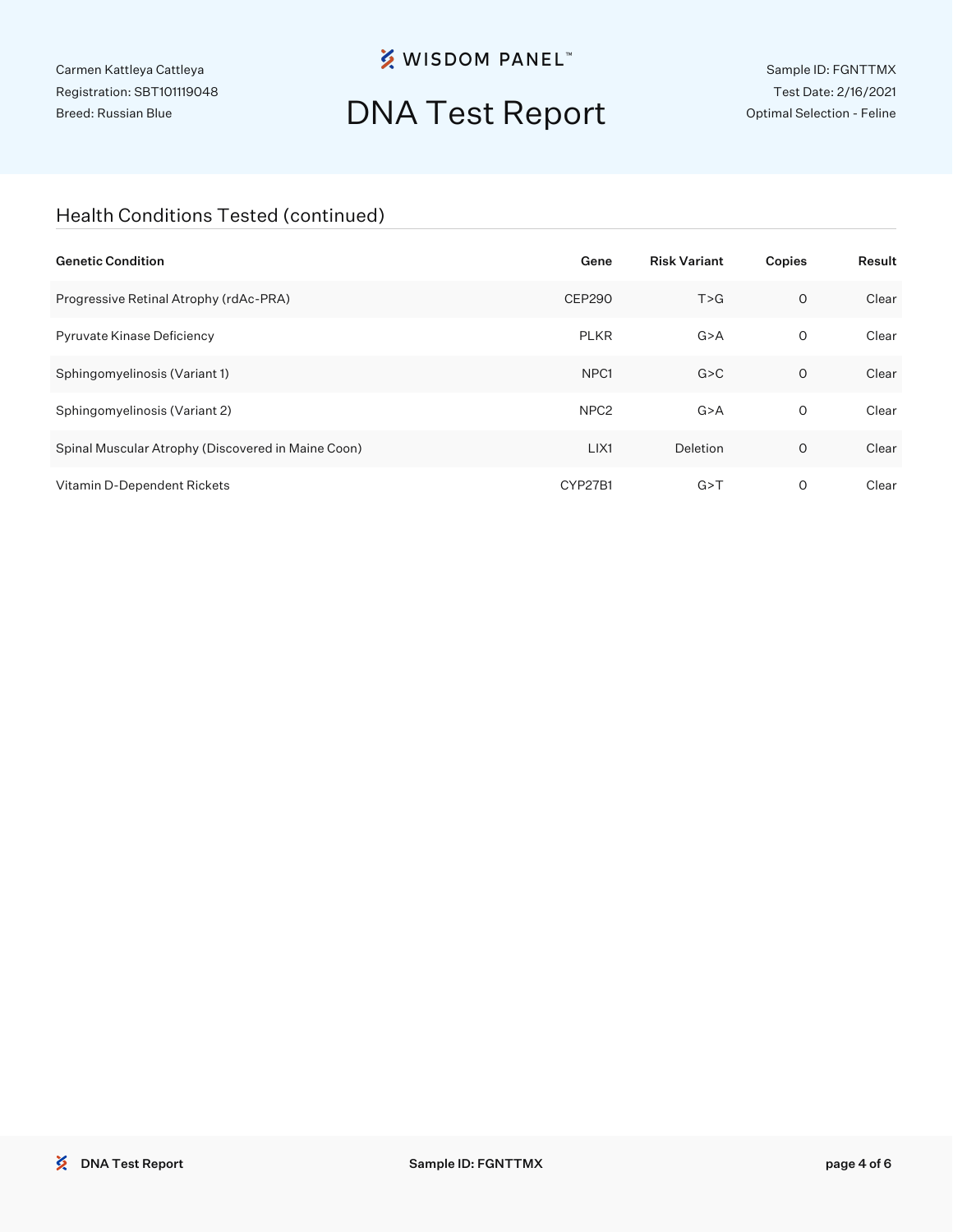Carmen Kattleya Cattleya
Registration: SBT101119048
Breed: Russian Blue

# DNA Test Report

Sample ID: FGNTTMX
Test Date: 2/16/2021
Optimal Selection - Feline

## Health Conditions Tested (continued)

| Genetic Condition | Gene | Risk Variant | Copies | Result |
|---|---|---|---|---|
| Progressive Retinal Atrophy (rdAc-PRA) | CEP290 | T>G | 0 | Clear |
| Pyruvate Kinase Deficiency | PLKR | G>A | 0 | Clear |
| Sphingomyelinosis (Variant 1) | NPC1 | G>C | 0 | Clear |
| Sphingomyelinosis (Variant 2) | NPC2 | G>A | 0 | Clear |
| Spinal Muscular Atrophy (Discovered in Maine Coon) | LIX1 | Deletion | 0 | Clear |
| Vitamin D-Dependent Rickets | CYP27B1 | G>T | 0 | Clear |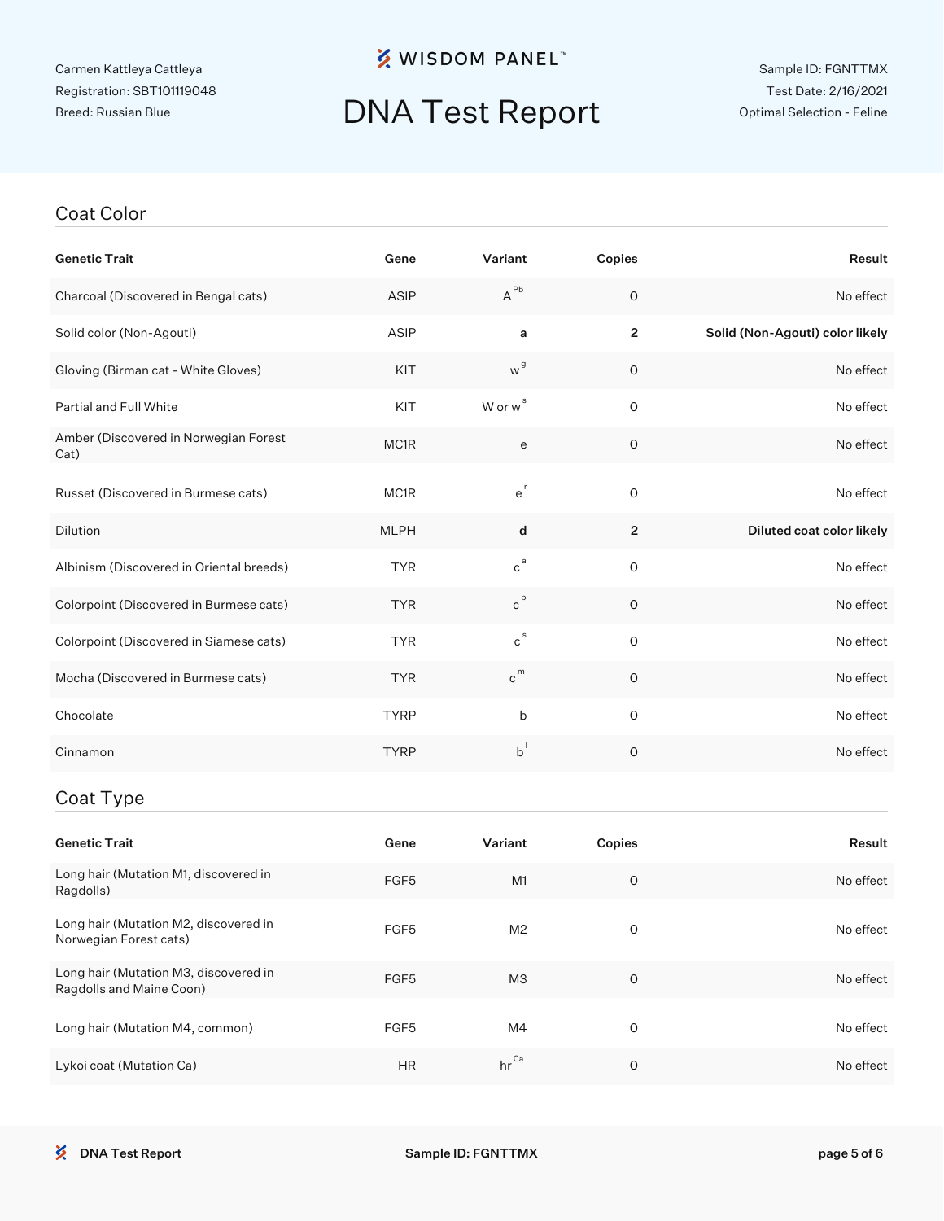Carmen Kattleya Cattleya
Registration: SBT101119048
Breed: Russian Blue

WISDOM PANEL™

# DNA Test Report

Sample ID: FGNTTMX
Test Date: 2/16/2021
Optimal Selection - Feline

## Coat Color

| Genetic Trait | Gene | Variant | Copies | Result |
|---|---|---|---|---|
| Charcoal (Discovered in Bengal cats) | ASIP | $A^{Pb}$ | 0 | No effect |
| Solid color (Non-Agouti) | ASIP | **a** | **2** | **Solid (Non-Agouti) color likely** |
| Gloving (Birman cat - White Gloves) | KIT | $w^{g}$ | 0 | No effect |
| Partial and Full White | KIT | W or $w^{s}$ | 0 | No effect |
| Amber (Discovered in Norwegian Forest Cat) | MC1R | e | 0 | No effect |
| Russet (Discovered in Burmese cats) | MC1R | $e^{r}$ | 0 | No effect |
| Dilution | MLPH | **d** | **2** | **Diluted coat color likely** |
| Albinism (Discovered in Oriental breeds) | TYR | $c^{a}$ | 0 | No effect |
| Colorpoint (Discovered in Burmese cats) | TYR | $c^{b}$ | 0 | No effect |
| Colorpoint (Discovered in Siamese cats) | TYR | $c^{s}$ | 0 | No effect |
| Mocha (Discovered in Burmese cats) | TYR | $c^{m}$ | 0 | No effect |
| Chocolate | TYRP | b | 0 | No effect |
| Cinnamon | TYRP | $b^{l}$ | 0 | No effect |

## Coat Type

| Genetic Trait | Gene | Variant | Copies | Result |
|---|---|---|---|---|
| Long hair (Mutation M1, discovered in Ragdolls) | FGF5 | M1 | 0 | No effect |
| Long hair (Mutation M2, discovered in Norwegian Forest cats) | FGF5 | M2 | 0 | No effect |
| Long hair (Mutation M3, discovered in Ragdolls and Maine Coon) | FGF5 | M3 | 0 | No effect |
| Long hair (Mutation M4, common) | FGF5 | M4 | 0 | No effect |
| Lykoi coat (Mutation Ca) | HR | $hr^{Ca}$ | 0 | No effect |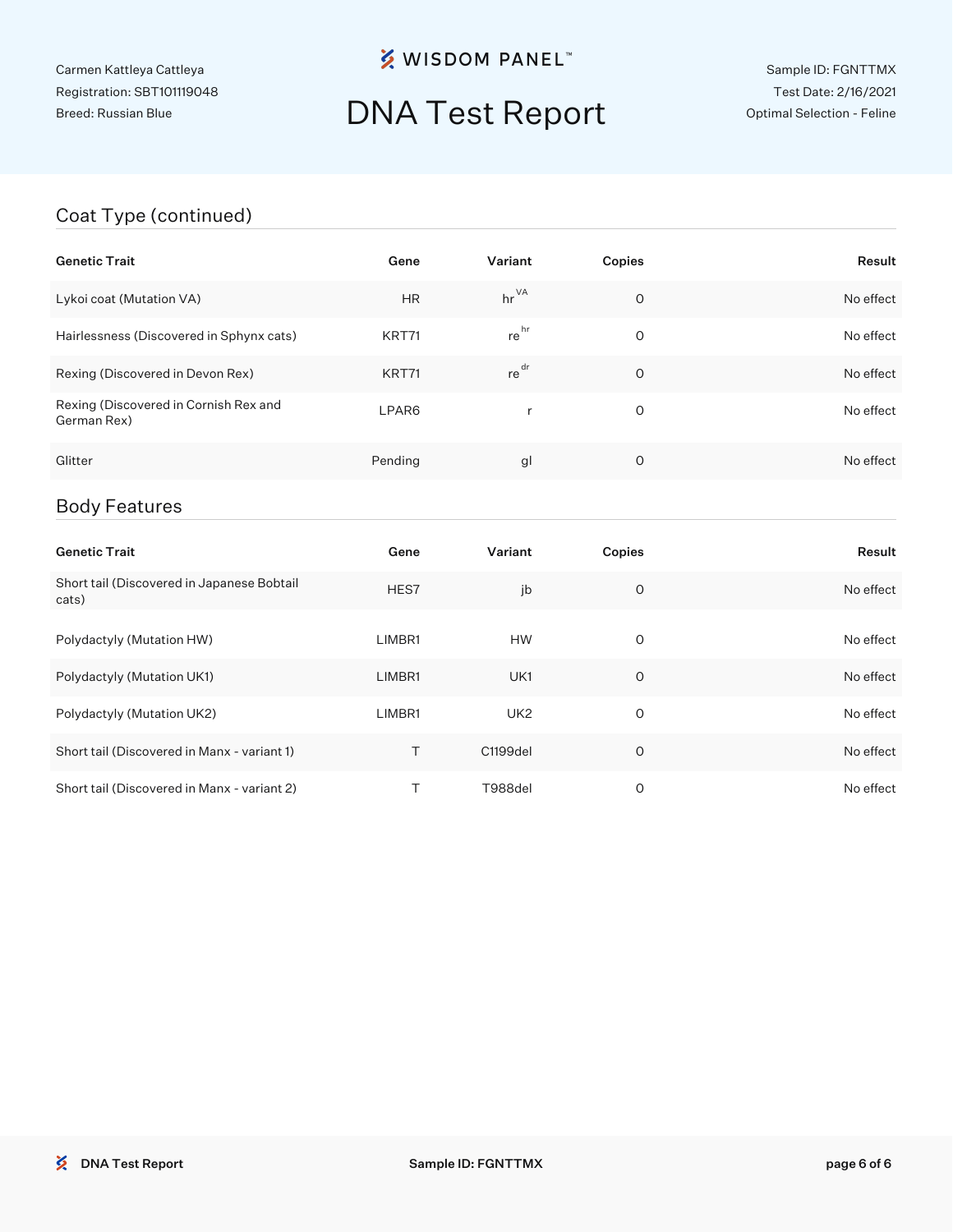## Coat Type (continued)

| Genetic Trait | Gene | Variant | Copies | Result |
|---|---|---|---|---|
| Lykoi coat (Mutation VA) | HR | $hr^{VA}$ | 0 | No effect |
| Hairlessness (Discovered in Sphynx cats) | KRT71 | $re^{hr}$ | 0 | No effect |
| Rexing (Discovered in Devon Rex) | KRT71 | $re^{dr}$ | 0 | No effect |
| Rexing (Discovered in Cornish Rex and German Rex) | LPAR6 | r | 0 | No effect |
| Glitter | Pending | gl | 0 | No effect |

## Body Features

| Genetic Trait | Gene | Variant | Copies | Result |
|---|---|---|---|---|
| Short tail (Discovered in Japanese Bobtail cats) | HES7 | jb | 0 | No effect |
| Polydactyly (Mutation HW) | LIMBR1 | HW | 0 | No effect |
| Polydactyly (Mutation UK1) | LIMBR1 | UK1 | 0 | No effect |
| Polydactyly (Mutation UK2) | LIMBR1 | UK2 | 0 | No effect |
| Short tail (Discovered in Manx - variant 1) | T | C1199del | 0 | No effect |
| Short tail (Discovered in Manx - variant 2) | T | T988del | 0 | No effect |